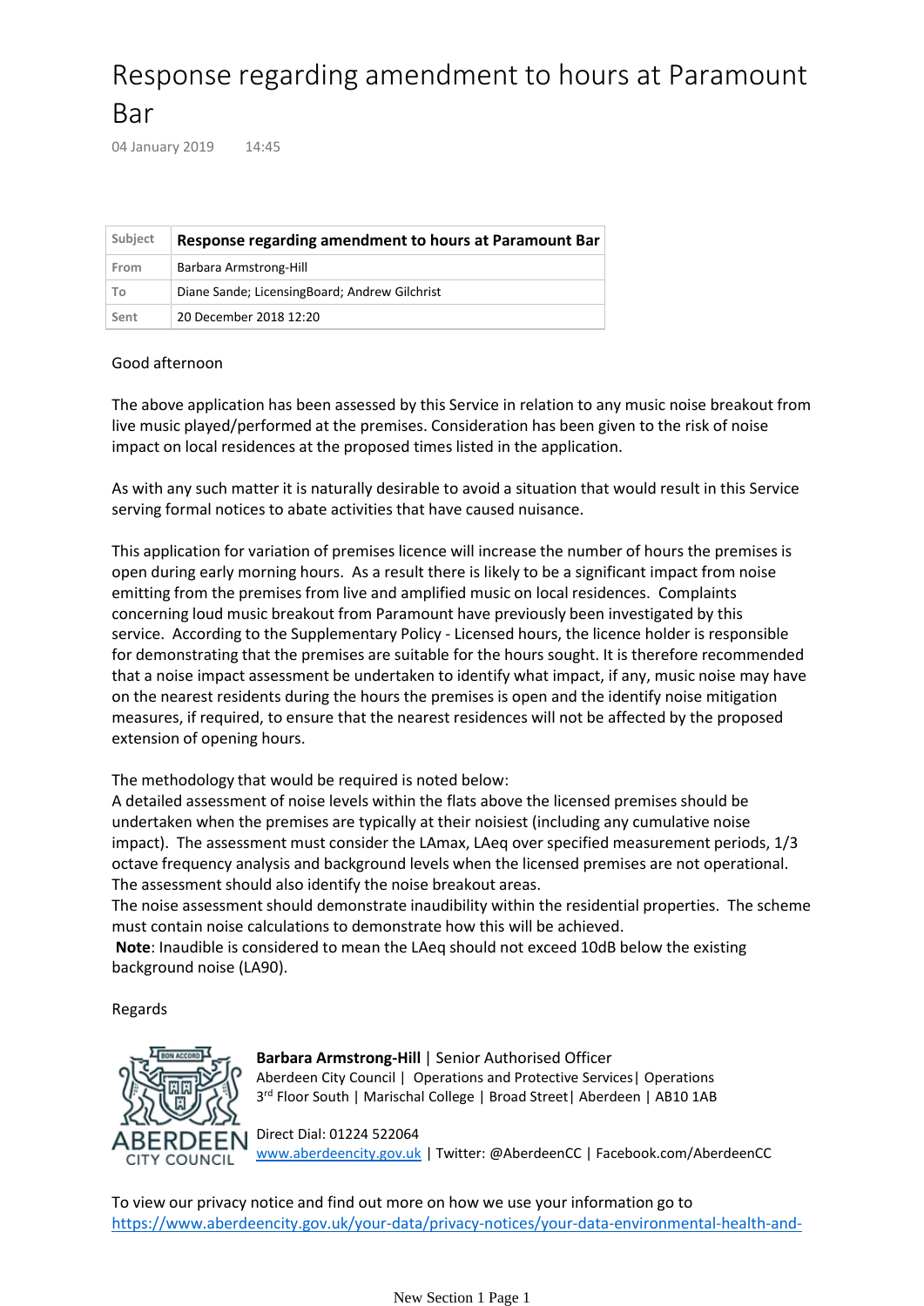# Response regarding amendment to hours at Paramount Bar

04 January 2019 14:45

| Subject | Response regarding amendment to hours at Paramount Bar |
|---|---|
| From | Barbara Armstrong-Hill |
| To | Diane Sande; LicensingBoard; Andrew Gilchrist |
| Sent | 20 December 2018 12:20 |

Good afternoon

The above application has been assessed by this Service in relation to any music noise breakout from live music played/performed at the premises. Consideration has been given to the risk of noise impact on local residences at the proposed times listed in the application.

As with any such matter it is naturally desirable to avoid a situation that would result in this Service serving formal notices to abate activities that have caused nuisance.

This application for variation of premises licence will increase the number of hours the premises is open during early morning hours. As a result there is likely to be a significant impact from noise emitting from the premises from live and amplified music on local residences. Complaints concerning loud music breakout from Paramount have previously been investigated by this service. According to the Supplementary Policy - Licensed hours, the licence holder is responsible for demonstrating that the premises are suitable for the hours sought. It is therefore recommended that a noise impact assessment be undertaken to identify what impact, if any, music noise may have on the nearest residents during the hours the premises is open and the identify noise mitigation measures, if required, to ensure that the nearest residences will not be affected by the proposed extension of opening hours.

The methodology that would be required is noted below:
A detailed assessment of noise levels within the flats above the licensed premises should be undertaken when the premises are typically at their noisiest (including any cumulative noise impact). The assessment must consider the LAmax, LAeq over specified measurement periods, 1/3 octave frequency analysis and background levels when the licensed premises are not operational. The assessment should also identify the noise breakout areas.
The noise assessment should demonstrate inaudibility within the residential properties. The scheme must contain noise calculations to demonstrate how this will be achieved.
**Note**: Inaudible is considered to mean the LAeq should not exceed 10dB below the existing background noise (LA90).

Regards

**Barbara Armstrong-Hill** | Senior Authorised Officer
Aberdeen City Council | Operations and Protective Services| Operations
3rd Floor South | Marischal College | Broad Street| Aberdeen | AB10 1AB

Direct Dial: 01224 522064
www.aberdeencity.gov.uk | Twitter: @AberdeenCC | Facebook.com/AberdeenCC

To view our privacy notice and find out more on how we use your information go to
https://www.aberdeencity.gov.uk/your-data/privacy-notices/your-data-environmental-health-and-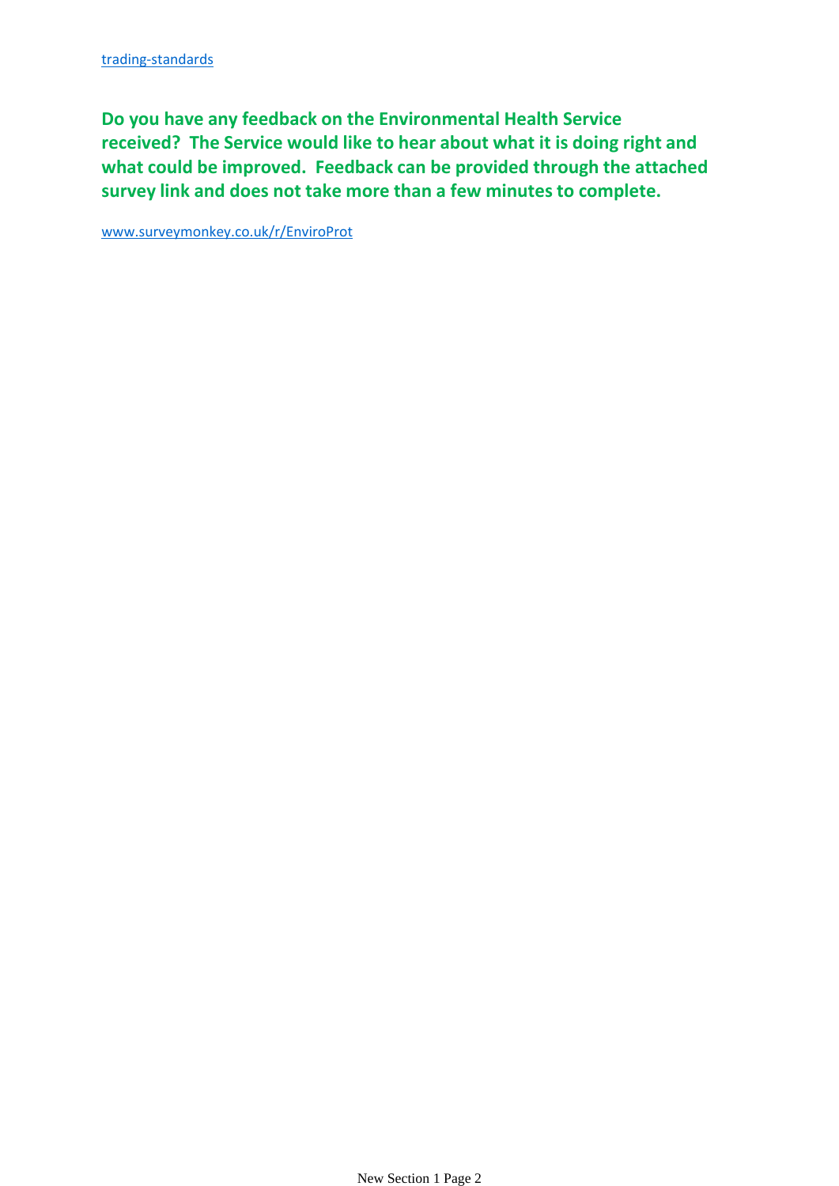trading-standards

**Do you have any feedback on the Environmental Health Service received? The Service would like to hear about what it is doing right and what could be improved. Feedback can be provided through the attached survey link and does not take more than a few minutes to complete.**

www.surveymonkey.co.uk/r/EnviroProt